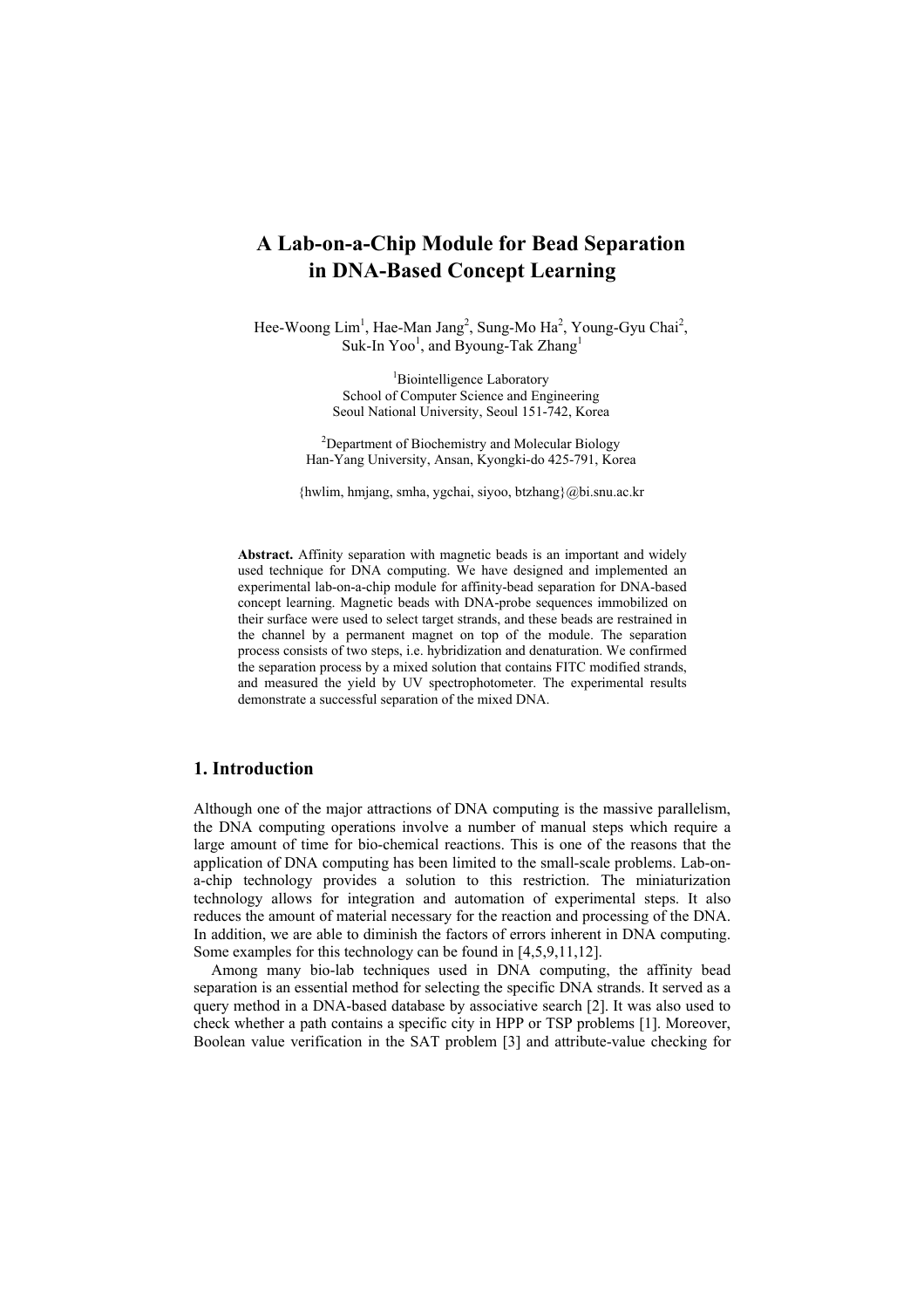# A Lab-on-a-Chip Module for Bead Separation in DNA-Based Concept Learning

Hee-Woong Lim[1], Hae-Man Jang[2], Sung-Mo Ha[2], Young-Gyu Chai[2], Suk-In Yoo[1], and Byoung-Tak Zhang[1]

[1]Biointelligence Laboratory
School of Computer Science and Engineering
Seoul National University, Seoul 151-742, Korea

[2]Department of Biochemistry and Molecular Biology
Han-Yang University, Ansan, Kyongki-do 425-791, Korea

{hwlim, hmjang, smha, ygchai, siyoo, btzhang}@bi.snu.ac.kr

**Abstract.** Affinity separation with magnetic beads is an important and widely used technique for DNA computing. We have designed and implemented an experimental lab-on-a-chip module for affinity-bead separation for DNA-based concept learning. Magnetic beads with DNA-probe sequences immobilized on their surface were used to select target strands, and these beads are restrained in the channel by a permanent magnet on top of the module. The separation process consists of two steps, i.e. hybridization and denaturation. We confirmed the separation process by a mixed solution that contains FITC modified strands, and measured the yield by UV spectrophotometer. The experimental results demonstrate a successful separation of the mixed DNA.

## 1. Introduction

Although one of the major attractions of DNA computing is the massive parallelism, the DNA computing operations involve a number of manual steps which require a large amount of time for bio-chemical reactions. This is one of the reasons that the application of DNA computing has been limited to the small-scale problems. Lab-on-a-chip technology provides a solution to this restriction. The miniaturization technology allows for integration and automation of experimental steps. It also reduces the amount of material necessary for the reaction and processing of the DNA. In addition, we are able to diminish the factors of errors inherent in DNA computing. Some examples for this technology can be found in [4,5,9,11,12].

Among many bio-lab techniques used in DNA computing, the affinity bead separation is an essential method for selecting the specific DNA strands. It served as a query method in a DNA-based database by associative search [2]. It was also used to check whether a path contains a specific city in HPP or TSP problems [1]. Moreover, Boolean value verification in the SAT problem [3] and attribute-value checking for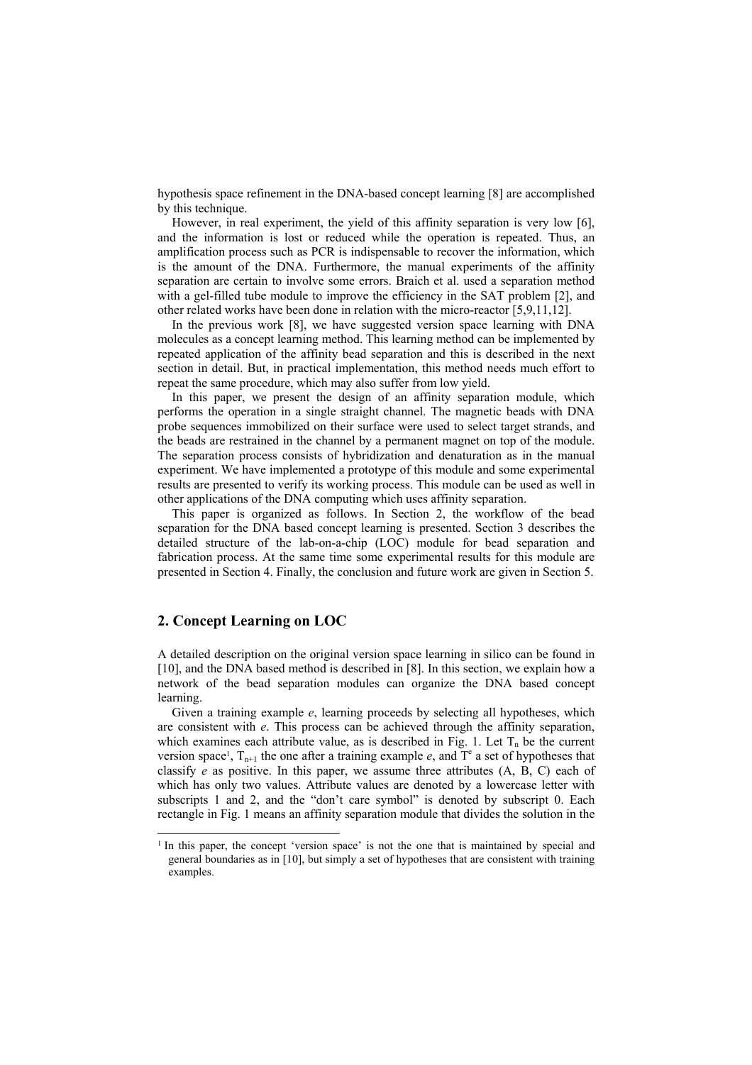hypothesis space refinement in the DNA-based concept learning [8] are accomplished by this technique.

However, in real experiment, the yield of this affinity separation is very low [6], and the information is lost or reduced while the operation is repeated. Thus, an amplification process such as PCR is indispensable to recover the information, which is the amount of the DNA. Furthermore, the manual experiments of the affinity separation are certain to involve some errors. Braich et al. used a separation method with a gel-filled tube module to improve the efficiency in the SAT problem [2], and other related works have been done in relation with the micro-reactor [5,9,11,12].

In the previous work [8], we have suggested version space learning with DNA molecules as a concept learning method. This learning method can be implemented by repeated application of the affinity bead separation and this is described in the next section in detail. But, in practical implementation, this method needs much effort to repeat the same procedure, which may also suffer from low yield.

In this paper, we present the design of an affinity separation module, which performs the operation in a single straight channel. The magnetic beads with DNA probe sequences immobilized on their surface were used to select target strands, and the beads are restrained in the channel by a permanent magnet on top of the module. The separation process consists of hybridization and denaturation as in the manual experiment. We have implemented a prototype of this module and some experimental results are presented to verify its working process. This module can be used as well in other applications of the DNA computing which uses affinity separation.

This paper is organized as follows. In Section 2, the workflow of the bead separation for the DNA based concept learning is presented. Section 3 describes the detailed structure of the lab-on-a-chip (LOC) module for bead separation and fabrication process. At the same time some experimental results for this module are presented in Section 4. Finally, the conclusion and future work are given in Section 5.

## 2. Concept Learning on LOC

A detailed description on the original version space learning in silico can be found in [10], and the DNA based method is described in [8]. In this section, we explain how a network of the bead separation modules can organize the DNA based concept learning.

Given a training example *e*, learning proceeds by selecting all hypotheses, which are consistent with *e*. This process can be achieved through the affinity separation, which examines each attribute value, as is described in Fig. 1. Let $T_n$ be the current version space[1], $T_{n+1}$ the one after a training example *e*, and $T^e$ a set of hypotheses that classify *e* as positive. In this paper, we assume three attributes (A, B, C) each of which has only two values. Attribute values are denoted by a lowercase letter with subscripts 1 and 2, and the "don't care symbol" is denoted by subscript 0. Each rectangle in Fig. 1 means an affinity separation module that divides the solution in the

[1] In this paper, the concept 'version space' is not the one that is maintained by special and general boundaries as in [10], but simply a set of hypotheses that are consistent with training examples.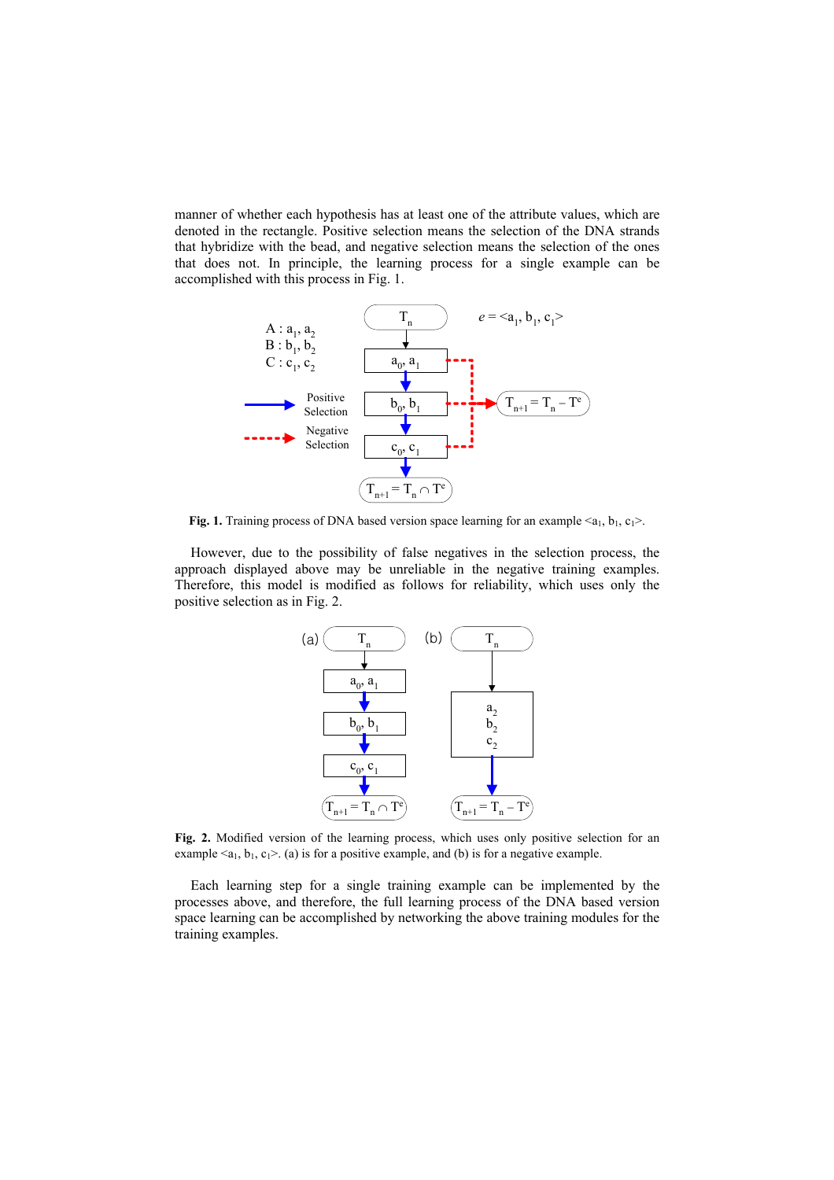manner of whether each hypothesis has at least one of the attribute values, which are denoted in the rectangle. Positive selection means the selection of the DNA strands that hybridize with the bead, and negative selection means the selection of the ones that does not. In principle, the learning process for a single example can be accomplished with this process in Fig. 1.

**Fig. 1.** Training process of DNA based version space learning for an example $<a_1, b_1, c_1>$.

However, due to the possibility of false negatives in the selection process, the approach displayed above may be unreliable in the negative training examples. Therefore, this model is modified as follows for reliability, which uses only the positive selection as in Fig. 2.

**Fig. 2.** Modified version of the learning process, which uses only positive selection for an example $<a_1, b_1, c_1>$. (a) is for a positive example, and (b) is for a negative example.

Each learning step for a single training example can be implemented by the processes above, and therefore, the full learning process of the DNA based version space learning can be accomplished by networking the above training modules for the training examples.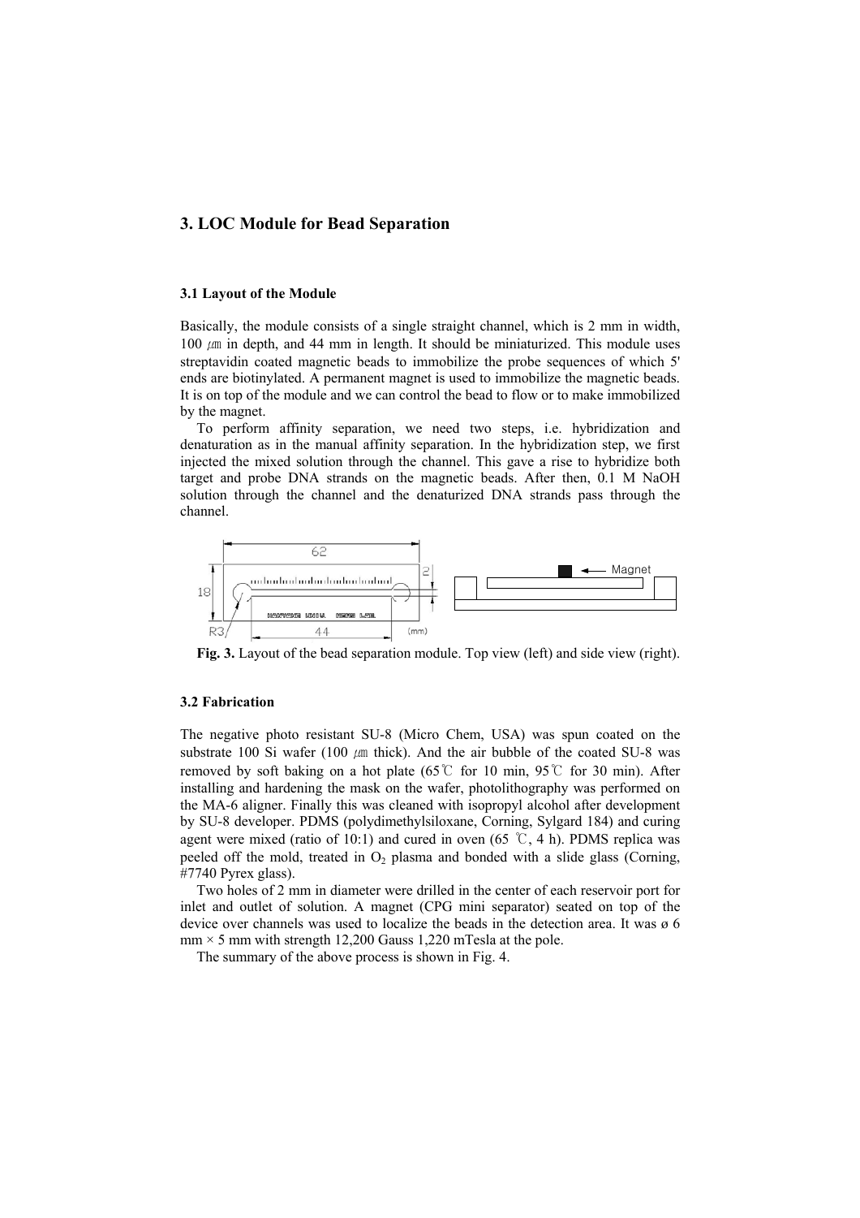## 3. LOC Module for Bead Separation

### 3.1 Layout of the Module

Basically, the module consists of a single straight channel, which is 2 mm in width, 100 ㎛ in depth, and 44 mm in length. It should be miniaturized. This module uses streptavidin coated magnetic beads to immobilize the probe sequences of which 5' ends are biotinylated. A permanent magnet is used to immobilize the magnetic beads. It is on top of the module and we can control the bead to flow or to make immobilized by the magnet.

To perform affinity separation, we need two steps, i.e. hybridization and denaturation as in the manual affinity separation. In the hybridization step, we first injected the mixed solution through the channel. This gave a rise to hybridize both target and probe DNA strands on the magnetic beads. After then, 0.1 M NaOH solution through the channel and the denaturized DNA strands pass through the channel.

**Fig. 3.** Layout of the bead separation module. Top view (left) and side view (right).

### 3.2 Fabrication

The negative photo resistant SU-8 (Micro Chem, USA) was spun coated on the substrate 100 Si wafer (100 ㎛ thick). And the air bubble of the coated SU-8 was removed by soft baking on a hot plate (65℃ for 10 min, 95℃ for 30 min). After installing and hardening the mask on the wafer, photolithography was performed on the MA-6 aligner. Finally this was cleaned with isopropyl alcohol after development by SU-8 developer. PDMS (polydimethylsiloxane, Corning, Sylgard 184) and curing agent were mixed (ratio of 10:1) and cured in oven (65 ℃, 4 h). PDMS replica was peeled off the mold, treated in $O_2$ plasma and bonded with a slide glass (Corning, #7740 Pyrex glass).

Two holes of 2 mm in diameter were drilled in the center of each reservoir port for inlet and outlet of solution. A magnet (CPG mini separator) seated on top of the device over channels was used to localize the beads in the detection area. It was ø 6 mm × 5 mm with strength 12,200 Gauss 1,220 mTesla at the pole.

The summary of the above process is shown in Fig. 4.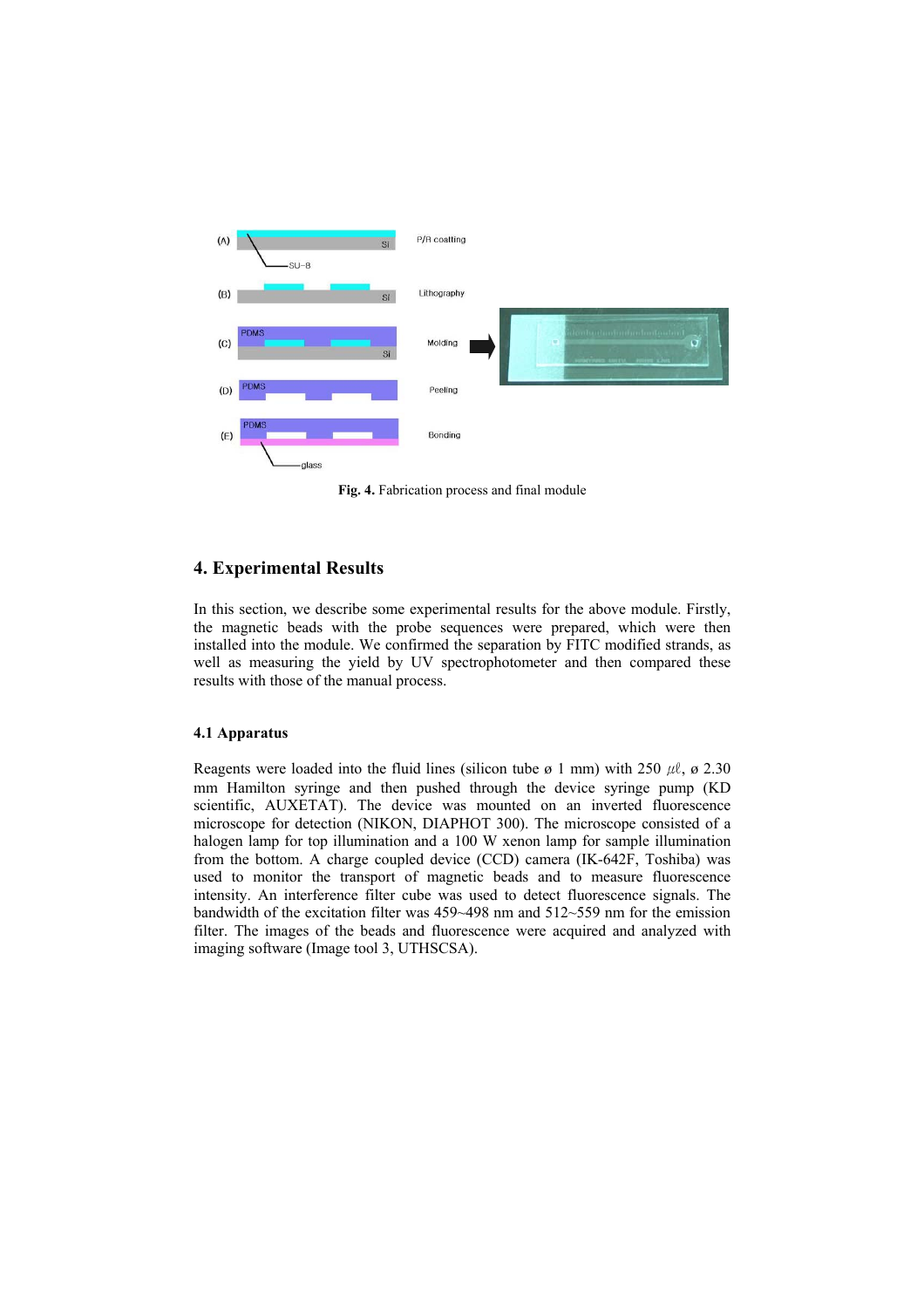Fig. 4. Fabrication process and final module

## 4. Experimental Results

In this section, we describe some experimental results for the above module. Firstly, the magnetic beads with the probe sequences were prepared, which were then installed into the module. We confirmed the separation by FITC modified strands, as well as measuring the yield by UV spectrophotometer and then compared these results with those of the manual process.

### 4.1 Apparatus

Reagents were loaded into the fluid lines (silicon tube ø 1 mm) with 250 $\mu\ell$, ø 2.30 mm Hamilton syringe and then pushed through the device syringe pump (KD scientific, AUXETAT). The device was mounted on an inverted fluorescence microscope for detection (NIKON, DIAPHOT 300). The microscope consisted of a halogen lamp for top illumination and a 100 W xenon lamp for sample illumination from the bottom. A charge coupled device (CCD) camera (IK-642F, Toshiba) was used to monitor the transport of magnetic beads and to measure fluorescence intensity. An interference filter cube was used to detect fluorescence signals. The bandwidth of the excitation filter was 459~498 nm and 512~559 nm for the emission filter. The images of the beads and fluorescence were acquired and analyzed with imaging software (Image tool 3, UTHSCSA).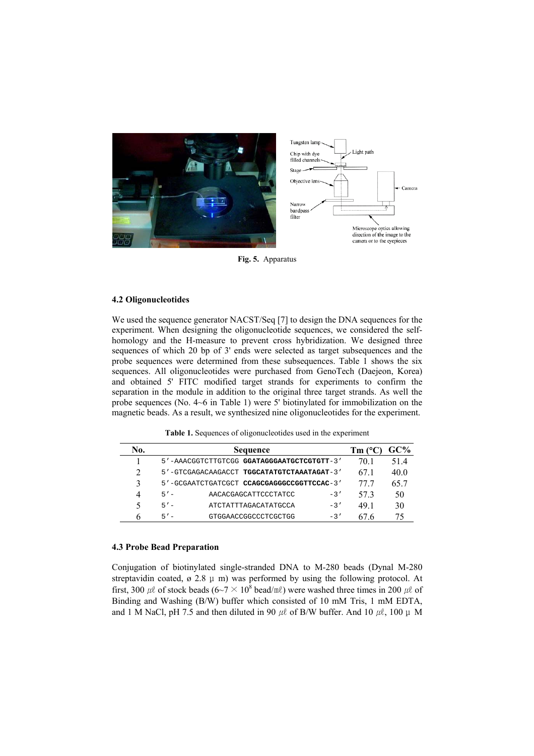Fig. 5. Apparatus

### 4.2 Oligonucleotides

We used the sequence generator NACST/Seq [7] to design the DNA sequences for the experiment. When designing the oligonucleotide sequences, we considered the self-homology and the H-measure to prevent cross hybridization. We designed three sequences of which 20 bp of 3' ends were selected as target subsequences and the probe sequences were determined from these subsequences. Table 1 shows the six sequences. All oligonucleotides were purchased from GenoTech (Daejeon, Korea) and obtained 5' FITC modified target strands for experiments to confirm the separation in the module in addition to the original three target strands. As well the probe sequences (No. 4~6 in Table 1) were 5' biotinylated for immobilization on the magnetic beads. As a result, we synthesized nine oligonucleotides for the experiment.

**Table 1.** Sequences of oligonucleotides used in the experiment

| No. | Sequence | Tm (°C) | GC% |
|---|---|---|---|
| 1 | 5′-AAACGGTCTTGTCGG **GGATAGGGAATGCTCGTGTT**-3′ | 70.1 | 51.4 |
| 2 | 5′-GTCGAGACAAGACCT **TGGCATATGTCTAAATAGAT**-3′ | 67.1 | 40.0 |
| 3 | 5′-GCGAATCTGATCGCT **CCAGCGAGGGCCGGTTCCAC**-3′ | 77.7 | 65.7 |
| 4 | 5′- AACACGAGCATTCCCTATCC -3′ | 57.3 | 50 |
| 5 | 5′- ATCTATTTAGACATATGCCA -3′ | 49.1 | 30 |
| 6 | 5′- GTGGAACCGGCCCTCGCTGG -3′ | 67.6 | 75 |

### 4.3 Probe Bead Preparation

Conjugation of biotinylated single-stranded DNA to M-280 beads (Dynal M-280 streptavidin coated, ø 2.8 μm) was performed by using the following protocol. At first, 300 ㎕ of stock beads (6~7 × $10^8$ bead/㎖) were washed three times in 200 ㎕ of Binding and Washing (B/W) buffer which consisted of 10 mM Tris, 1 mM EDTA, and 1 M NaCl, pH 7.5 and then diluted in 90 ㎕ of B/W buffer. And 10 ㎕, 100 μM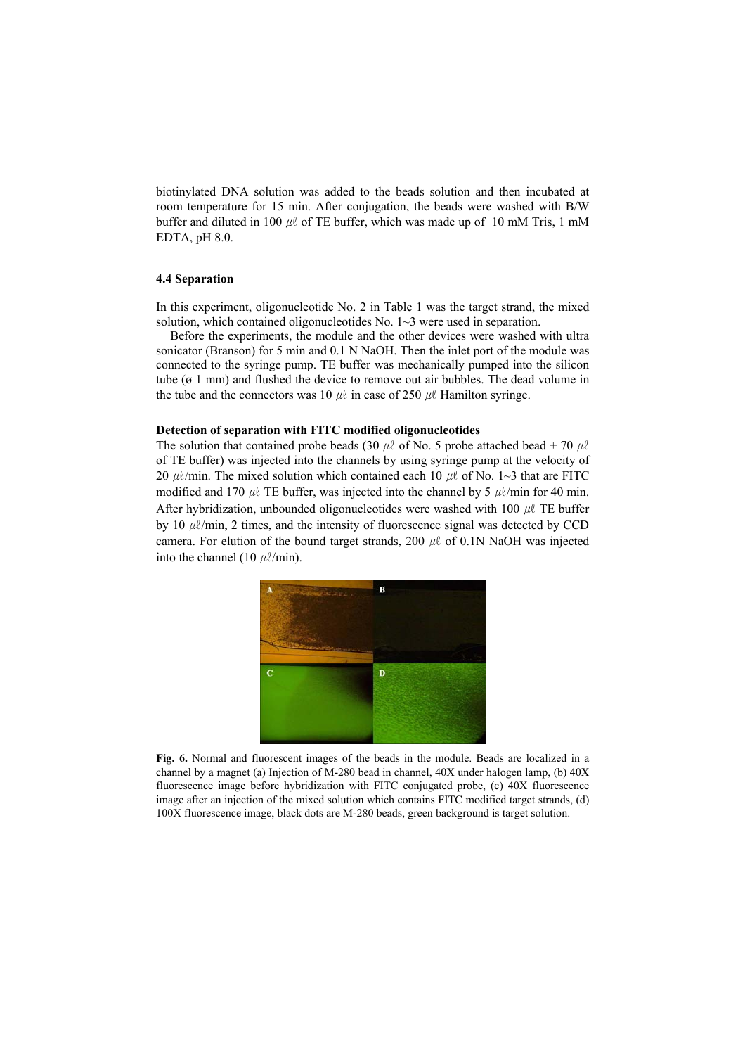biotinylated DNA solution was added to the beads solution and then incubated at room temperature for 15 min. After conjugation, the beads were washed with B/W buffer and diluted in 100 ㎕ of TE buffer, which was made up of 10 mM Tris, 1 mM EDTA, pH 8.0.

### 4.4 Separation

In this experiment, oligonucleotide No. 2 in Table 1 was the target strand, the mixed solution, which contained oligonucleotides No. 1~3 were used in separation.

Before the experiments, the module and the other devices were washed with ultra sonicator (Branson) for 5 min and 0.1 N NaOH. Then the inlet port of the module was connected to the syringe pump. TE buffer was mechanically pumped into the silicon tube (ø 1 mm) and flushed the device to remove out air bubbles. The dead volume in the tube and the connectors was 10 ㎕ in case of 250 ㎕ Hamilton syringe.

#### Detection of separation with FITC modified oligonucleotides

The solution that contained probe beads (30 ㎕ of No. 5 probe attached bead + 70 ㎕ of TE buffer) was injected into the channels by using syringe pump at the velocity of 20 ㎕/min. The mixed solution which contained each 10 ㎕ of No. 1~3 that are FITC modified and 170 ㎕ TE buffer, was injected into the channel by 5 ㎕/min for 40 min. After hybridization, unbounded oligonucleotides were washed with 100 ㎕ TE buffer by 10 ㎕/min, 2 times, and the intensity of fluorescence signal was detected by CCD camera. For elution of the bound target strands, 200 ㎕ of 0.1N NaOH was injected into the channel (10 ㎕/min).

**Fig. 6.** Normal and fluorescent images of the beads in the module. Beads are localized in a channel by a magnet (a) Injection of M-280 bead in channel, 40X under halogen lamp, (b) 40X fluorescence image before hybridization with FITC conjugated probe, (c) 40X fluorescence image after an injection of the mixed solution which contains FITC modified target strands, (d) 100X fluorescence image, black dots are M-280 beads, green background is target solution.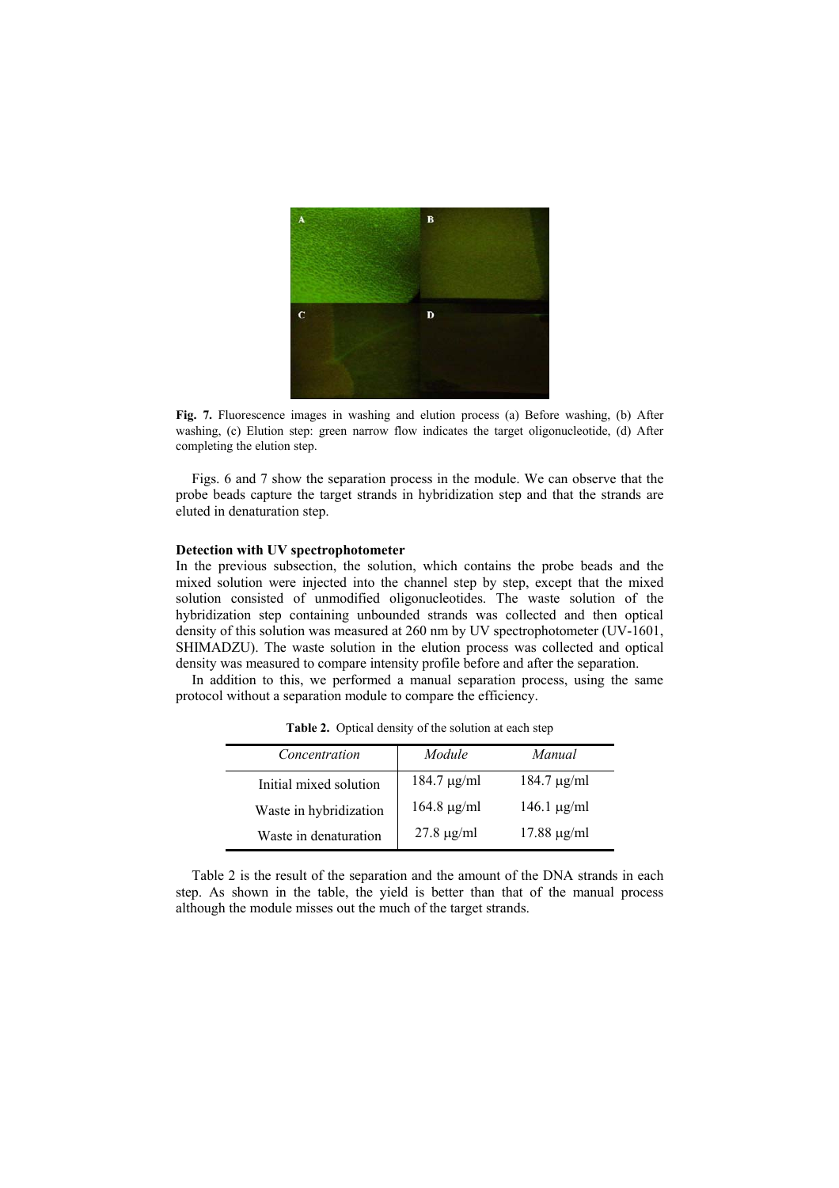**Fig. 7.** Fluorescence images in washing and elution process (a) Before washing, (b) After washing, (c) Elution step: green narrow flow indicates the target oligonucleotide, (d) After completing the elution step.

Figs. 6 and 7 show the separation process in the module. We can observe that the probe beads capture the target strands in hybridization step and that the strands are eluted in denaturation step.

**Detection with UV spectrophotometer**

In the previous subsection, the solution, which contains the probe beads and the mixed solution were injected into the channel step by step, except that the mixed solution consisted of unmodified oligonucleotides. The waste solution of the hybridization step containing unbounded strands was collected and then optical density of this solution was measured at 260 nm by UV spectrophotometer (UV-1601, SHIMADZU). The waste solution in the elution process was collected and optical density was measured to compare intensity profile before and after the separation.

In addition to this, we performed a manual separation process, using the same protocol without a separation module to compare the efficiency.

**Table 2.** Optical density of the solution at each step

| *Concentration* | *Module* | *Manual* |
| --- | --- | --- |
| Initial mixed solution | 184.7 μg/ml | 184.7 μg/ml |
| Waste in hybridization | 164.8 μg/ml | 146.1 μg/ml |
| Waste in denaturation | 27.8 μg/ml | 17.88 μg/ml |

Table 2 is the result of the separation and the amount of the DNA strands in each step. As shown in the table, the yield is better than that of the manual process although the module misses out the much of the target strands.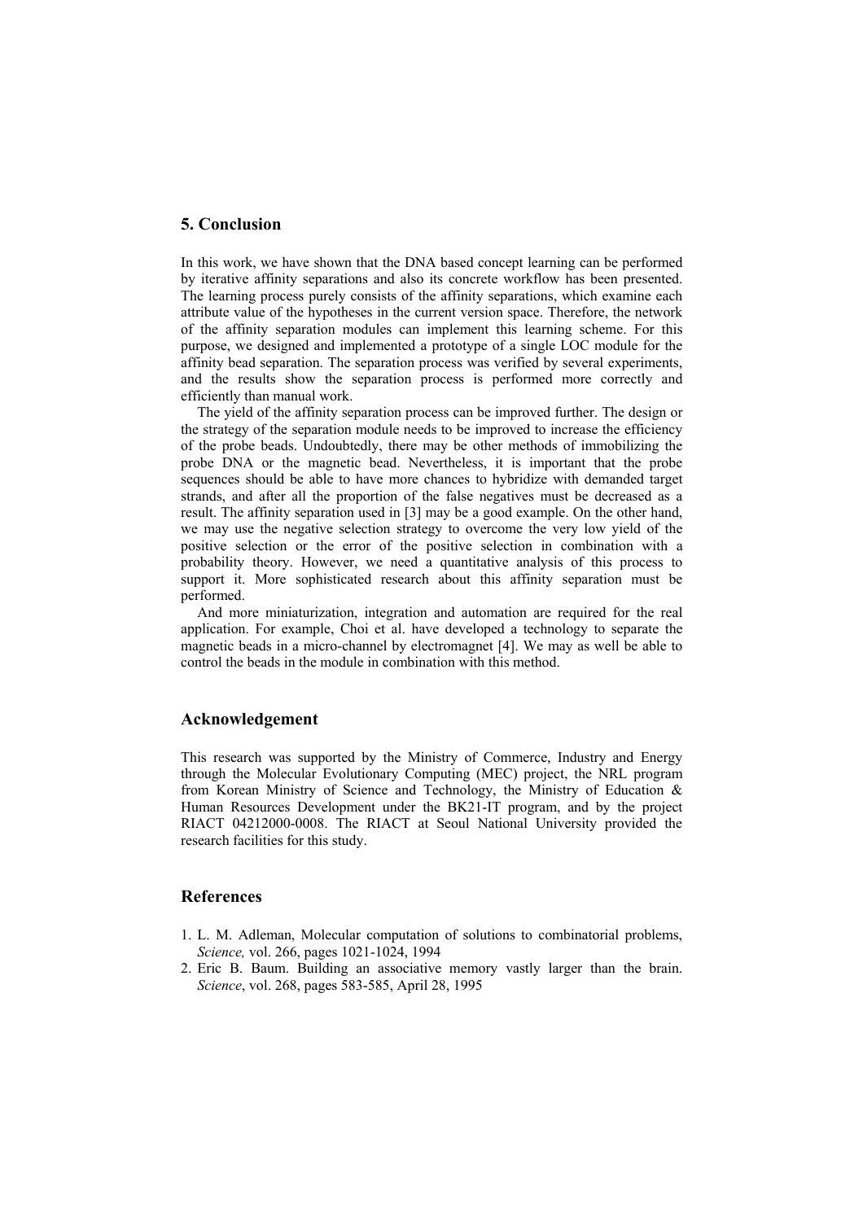## 5. Conclusion

In this work, we have shown that the DNA based concept learning can be performed by iterative affinity separations and also its concrete workflow has been presented. The learning process purely consists of the affinity separations, which examine each attribute value of the hypotheses in the current version space. Therefore, the network of the affinity separation modules can implement this learning scheme. For this purpose, we designed and implemented a prototype of a single LOC module for the affinity bead separation. The separation process was verified by several experiments, and the results show the separation process is performed more correctly and efficiently than manual work.

The yield of the affinity separation process can be improved further. The design or the strategy of the separation module needs to be improved to increase the efficiency of the probe beads. Undoubtedly, there may be other methods of immobilizing the probe DNA or the magnetic bead. Nevertheless, it is important that the probe sequences should be able to have more chances to hybridize with demanded target strands, and after all the proportion of the false negatives must be decreased as a result. The affinity separation used in [3] may be a good example. On the other hand, we may use the negative selection strategy to overcome the very low yield of the positive selection or the error of the positive selection in combination with a probability theory. However, we need a quantitative analysis of this process to support it. More sophisticated research about this affinity separation must be performed.

And more miniaturization, integration and automation are required for the real application. For example, Choi et al. have developed a technology to separate the magnetic beads in a micro-channel by electromagnet [4]. We may as well be able to control the beads in the module in combination with this method.

## Acknowledgement

This research was supported by the Ministry of Commerce, Industry and Energy through the Molecular Evolutionary Computing (MEC) project, the NRL program from Korean Ministry of Science and Technology, the Ministry of Education & Human Resources Development under the BK21-IT program, and by the project RIACT 04212000-0008. The RIACT at Seoul National University provided the research facilities for this study.

## References

1. L. M. Adleman, Molecular computation of solutions to combinatorial problems, *Science,* vol. 266, pages 1021-1024, 1994
2. Eric B. Baum. Building an associative memory vastly larger than the brain. *Science*, vol. 268, pages 583-585, April 28, 1995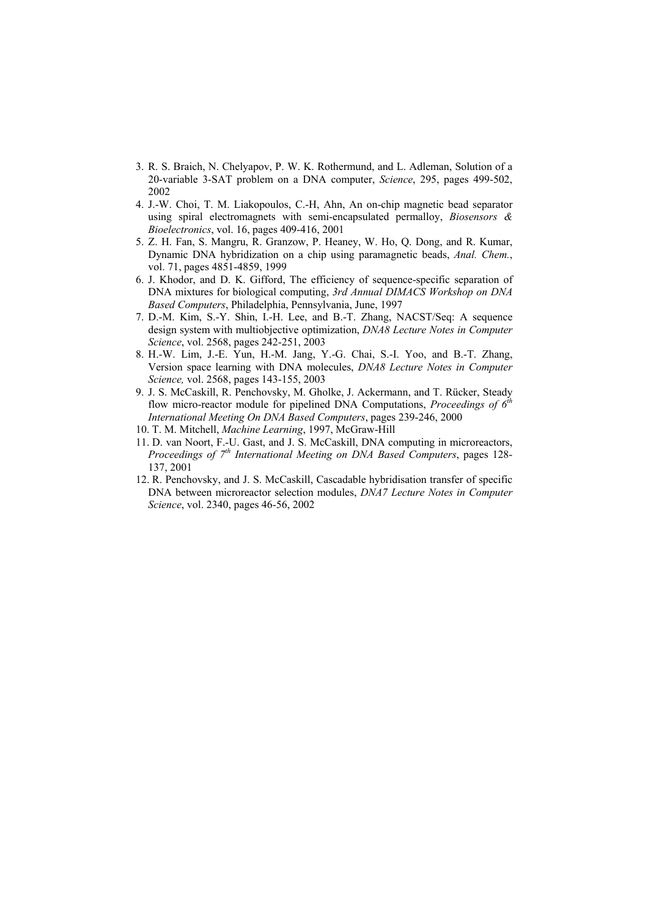3. R. S. Braich, N. Chelyapov, P. W. K. Rothermund, and L. Adleman, Solution of a 20-variable 3-SAT problem on a DNA computer, *Science*, 295, pages 499-502, 2002
4. J.-W. Choi, T. M. Liakopoulos, C.-H, Ahn, An on-chip magnetic bead separator using spiral electromagnets with semi-encapsulated permalloy, *Biosensors & Bioelectronics*, vol. 16, pages 409-416, 2001
5. Z. H. Fan, S. Mangru, R. Granzow, P. Heaney, W. Ho, Q. Dong, and R. Kumar, Dynamic DNA hybridization on a chip using paramagnetic beads, *Anal. Chem.*, vol. 71, pages 4851-4859, 1999
6. J. Khodor, and D. K. Gifford, The efficiency of sequence-specific separation of DNA mixtures for biological computing, *3rd Annual DIMACS Workshop on DNA Based Computers*, Philadelphia, Pennsylvania, June, 1997
7. D.-M. Kim, S.-Y. Shin, I.-H. Lee, and B.-T. Zhang, NACST/Seq: A sequence design system with multiobjective optimization, *DNA8 Lecture Notes in Computer Science*, vol. 2568, pages 242-251, 2003
8. H.-W. Lim, J.-E. Yun, H.-M. Jang, Y.-G. Chai, S.-I. Yoo, and B.-T. Zhang, Version space learning with DNA molecules, *DNA8 Lecture Notes in Computer Science,* vol. 2568, pages 143-155, 2003
9. J. S. McCaskill, R. Penchovsky, M. Gholke, J. Ackermann, and T. Rücker, Steady flow micro-reactor module for pipelined DNA Computations, *Proceedings of 6th International Meeting On DNA Based Computers*, pages 239-246, 2000
10. T. M. Mitchell, *Machine Learning*, 1997, McGraw-Hill
11. D. van Noort, F.-U. Gast, and J. S. McCaskill, DNA computing in microreactors, *Proceedings of 7th International Meeting on DNA Based Computers*, pages 128-137, 2001
12. R. Penchovsky, and J. S. McCaskill, Cascadable hybridisation transfer of specific DNA between microreactor selection modules, *DNA7 Lecture Notes in Computer Science*, vol. 2340, pages 46-56, 2002